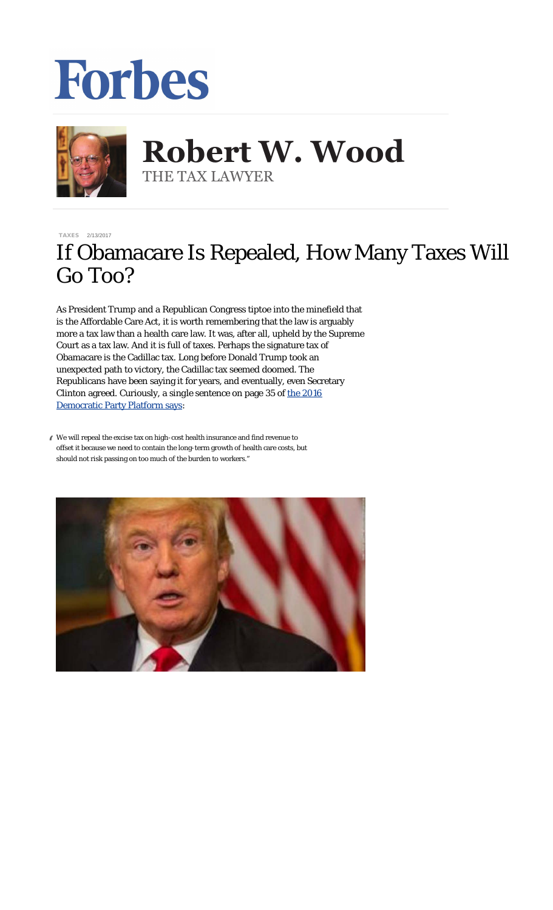Forbes

# Robert W. Wood

THE TAX LAWYER

TAXES 2/13/2017

# If Obamacare Is Repealed, How Many Taxes Will Go Too?

As President Trump and a Republican Congress tiptoe into the minefield that is the Affordable Care Act, it is worth remembering that the law is arguably more a tax law than a health care law. It was, after all, upheld by the Supreme Court as a tax law. And it is full of taxes. Perhaps the signature tax of Obamacare is the Cadillac tax. Long before Donald Trump took an unexpected path to victory, the Cadillac tax seemed doomed. The Republicans have been saying it for years, and eventually, even Secretary Clinton agreed. Curiously, a single sentence on page 35 of [the 2016 Democratic Party Platform says](the 2016 Democratic Party Platform says):

> We will repeal the excise tax on high-cost health insurance and find revenue to offset it because we need to contain the long-term growth of health care costs, but should not risk passing on too much of the burden to workers."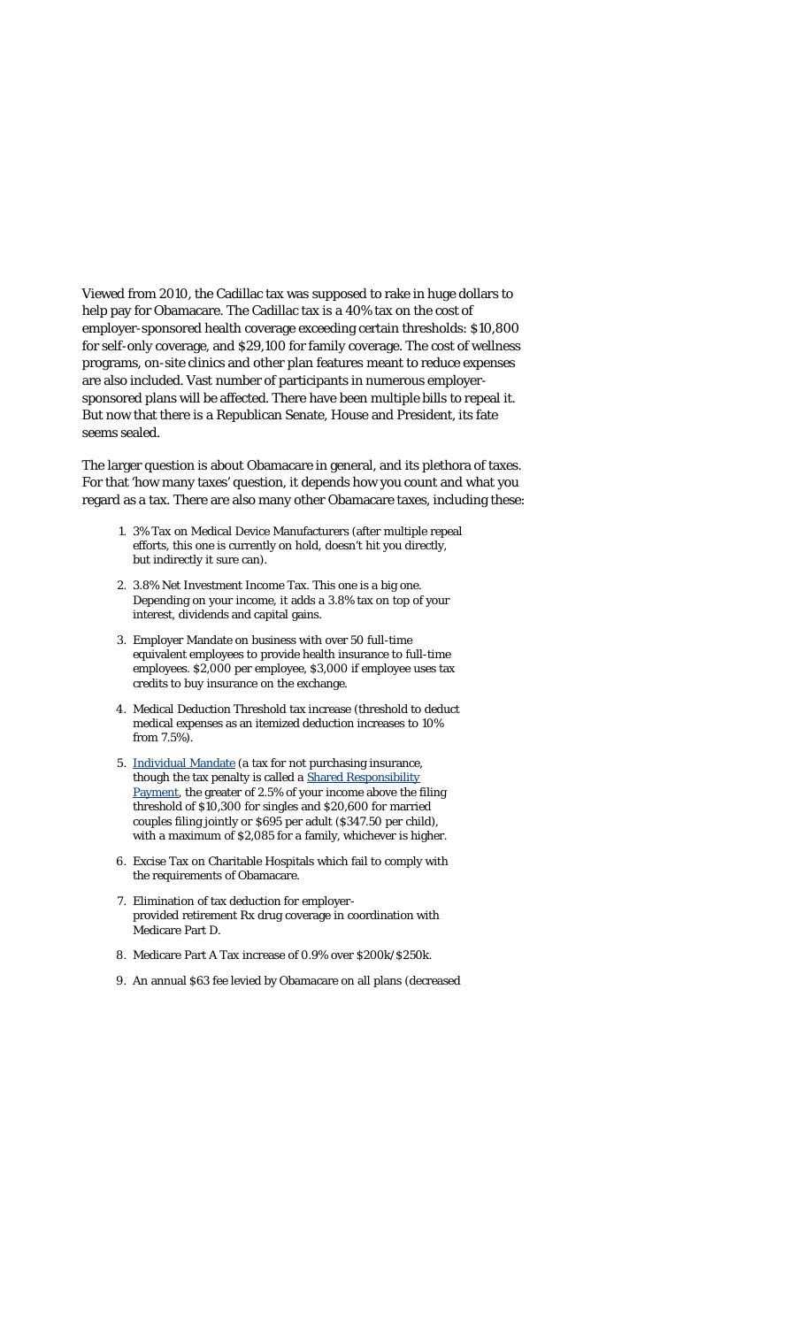Viewed from 2010, the Cadillac tax was supposed to rake in huge dollars to help pay for Obamacare. The Cadillac tax is a 40% tax on the cost of employer-sponsored health coverage exceeding certain thresholds: $10,800 for self-only coverage, and $29,100 for family coverage. The cost of wellness programs, on-site clinics and other plan features meant to reduce expenses are also included. Vast number of participants in numerous employer-sponsored plans will be affected. There have been multiple bills to repeal it. But now that there is a Republican Senate, House and President, its fate seems sealed.

The larger question is about Obamacare in general, and its plethora of taxes. For that 'how many taxes' question, it depends how you count and what you regard as a tax. There are also many other Obamacare taxes, including these:

1. 3% Tax on Medical Device Manufacturers (after multiple repeal efforts, this one is currently on hold, doesn't hit you directly, but indirectly it sure can).
2. 3.8% Net Investment Income Tax. This one is a big one. Depending on your income, it adds a 3.8% tax on top of your interest, dividends and capital gains.
3. Employer Mandate on business with over 50 full-time equivalent employees to provide health insurance to full-time employees. $2,000 per employee, $3,000 if employee uses tax credits to buy insurance on the exchange.
4. Medical Deduction Threshold tax increase (threshold to deduct medical expenses as an itemized deduction increases to 10% from 7.5%).
5. Individual Mandate (a tax for not purchasing insurance, though the tax penalty is called a Shared Responsibility Payment, the greater of 2.5% of your income above the filing threshold of $10,300 for singles and $20,600 for married couples filing jointly or $695 per adult ($347.50 per child), with a maximum of $2,085 for a family, whichever is higher.
6. Excise Tax on Charitable Hospitals which fail to comply with the requirements of Obamacare.
7. Elimination of tax deduction for employer-provided retirement Rx drug coverage in coordination with Medicare Part D.
8. Medicare Part A Tax increase of 0.9% over $200k/$250k.
9. An annual $63 fee levied by Obamacare on all plans (decreased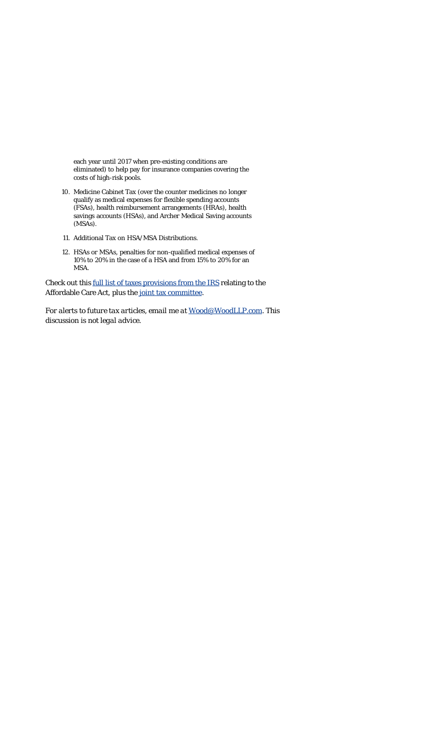each year until 2017 when pre-existing conditions are eliminated) to help pay for insurance companies covering the costs of high-risk pools.

10. Medicine Cabinet Tax (over the counter medicines no longer qualify as medical expenses for flexible spending accounts (FSAs), health reimbursement arrangements (HRAs), health savings accounts (HSAs), and Archer Medical Saving accounts (MSAs).
11. Additional Tax on HSA/MSA Distributions.
12. HSAs or MSAs, penalties for non-qualified medical expenses of 10% to 20% in the case of a HSA and from 15% to 20% for an MSA.

Check out this full list of taxes provisions from the IRS relating to the Affordable Care Act, plus the joint tax committee.

*For alerts to future tax articles, email me at* Wood@WoodLLP.com. *This discussion is not legal advice.*